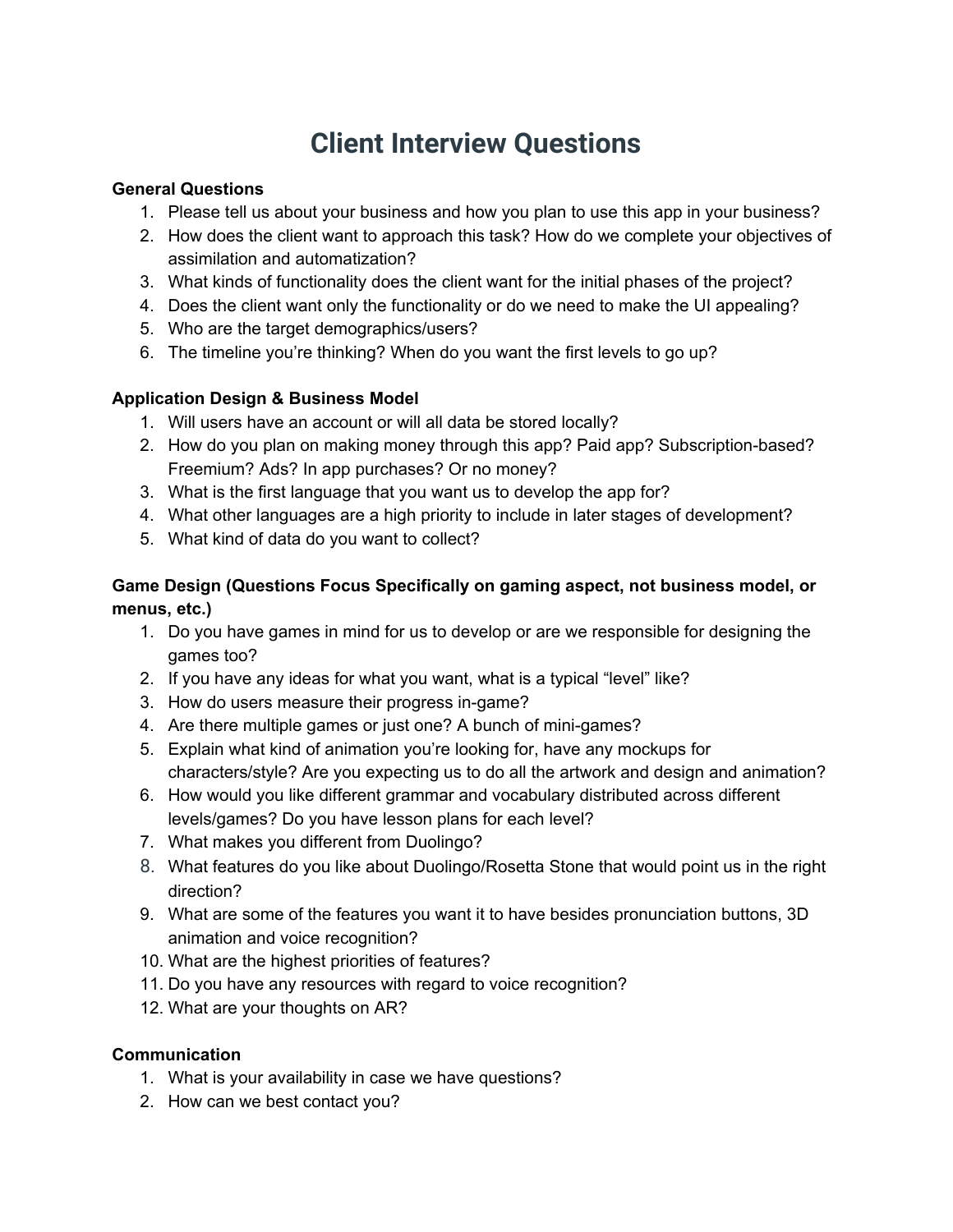# Client Interview Questions

**General Questions**

1. Please tell us about your business and how you plan to use this app in your business?
2. How does the client want to approach this task? How do we complete your objectives of assimilation and automatization?
3. What kinds of functionality does the client want for the initial phases of the project?
4. Does the client want only the functionality or do we need to make the UI appealing?
5. Who are the target demographics/users?
6. The timeline you're thinking? When do you want the first levels to go up?

**Application Design & Business Model**

1. Will users have an account or will all data be stored locally?
2. How do you plan on making money through this app? Paid app? Subscription-based? Freemium? Ads? In app purchases? Or no money?
3. What is the first language that you want us to develop the app for?
4. What other languages are a high priority to include in later stages of development?
5. What kind of data do you want to collect?

**Game Design (Questions Focus Specifically on gaming aspect, not business model, or menus, etc.)**

1. Do you have games in mind for us to develop or are we responsible for designing the games too?
2. If you have any ideas for what you want, what is a typical "level" like?
3. How do users measure their progress in-game?
4. Are there multiple games or just one? A bunch of mini-games?
5. Explain what kind of animation you're looking for, have any mockups for characters/style? Are you expecting us to do all the artwork and design and animation?
6. How would you like different grammar and vocabulary distributed across different levels/games? Do you have lesson plans for each level?
7. What makes you different from Duolingo?
8. What features do you like about Duolingo/Rosetta Stone that would point us in the right direction?
9. What are some of the features you want it to have besides pronunciation buttons, 3D animation and voice recognition?
10. What are the highest priorities of features?
11. Do you have any resources with regard to voice recognition?
12. What are your thoughts on AR?

**Communication**

1. What is your availability in case we have questions?
2. How can we best contact you?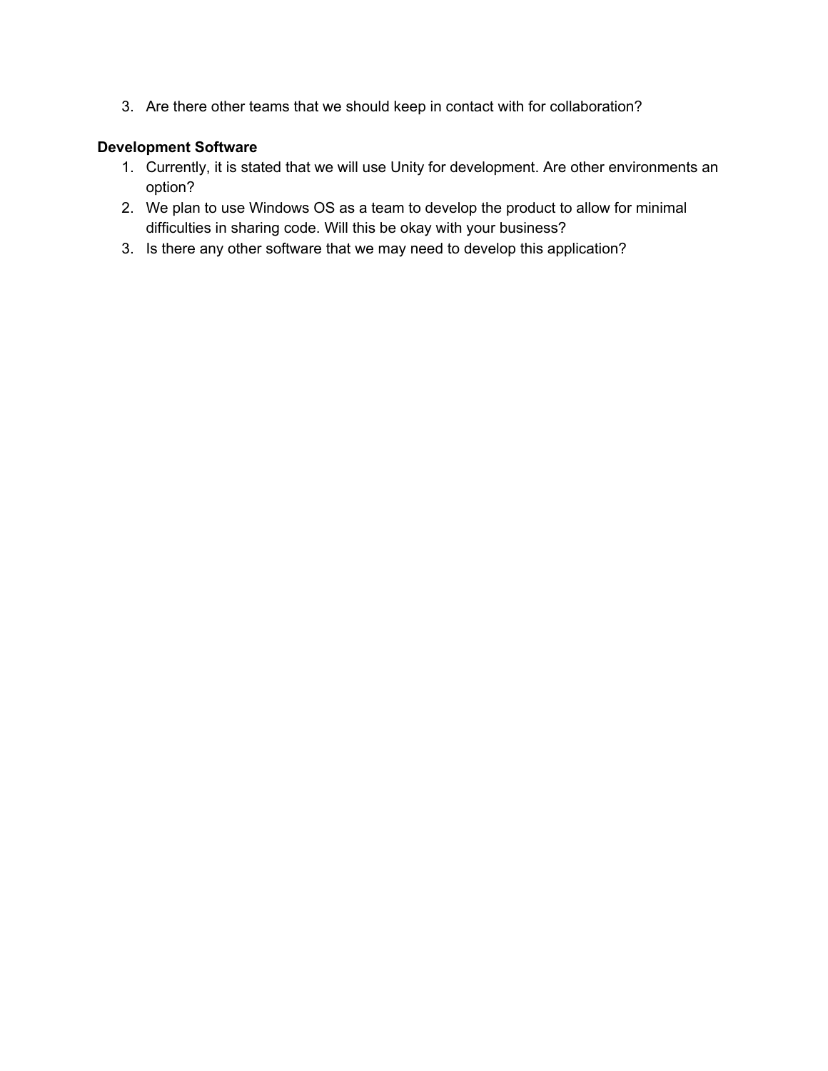3. Are there other teams that we should keep in contact with for collaboration?

**Development Software**

1. Currently, it is stated that we will use Unity for development. Are other environments an option?
2. We plan to use Windows OS as a team to develop the product to allow for minimal difficulties in sharing code. Will this be okay with your business?
3. Is there any other software that we may need to develop this application?